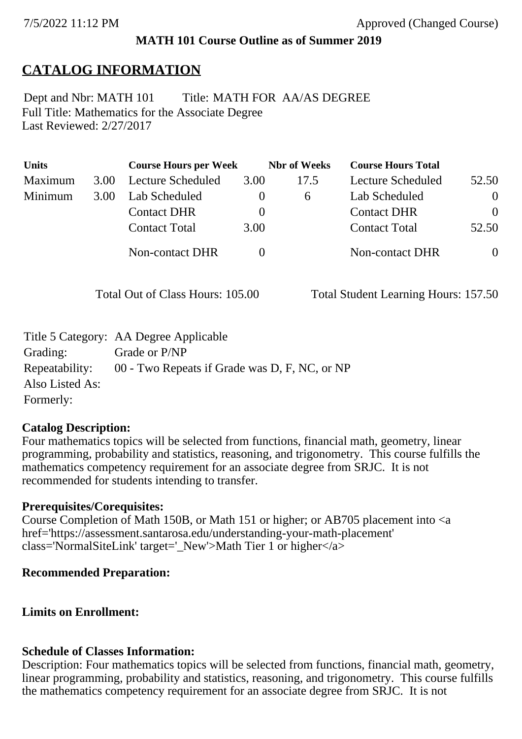7/5/2022 11:12 PM Approved (Changed Course)

**MATH 101 Course Outline as of Summer 2019**

# CATALOG INFORMATION

Dept and Nbr: MATH 101 Title: MATH FOR AA/AS DEGREE
Full Title: Mathematics for the Associate Degree
Last Reviewed: 2/27/2017

| Units | | Course Hours per Week | | Nbr of Weeks | Course Hours Total | |
|---|---|---|---|---|---|---|
| Maximum | 3.00 | Lecture Scheduled | 3.00 | 17.5 | Lecture Scheduled | 52.50 |
| Minimum | 3.00 | Lab Scheduled | 0 | 6 | Lab Scheduled | 0 |
| | | Contact DHR | 0 | | Contact DHR | 0 |
| | | Contact Total | 3.00 | | Contact Total | 52.50 |
| | | Non-contact DHR | 0 | | Non-contact DHR | 0 |

Total Out of Class Hours: 105.00 Total Student Learning Hours: 157.50

| | |
|---|---|
| Title 5 Category: | AA Degree Applicable |
| Grading: | Grade or P/NP |
| Repeatability: | 00 - Two Repeats if Grade was D, F, NC, or NP |
| Also Listed As: | |
| Formerly: | |

**Catalog Description:**
Four mathematics topics will be selected from functions, financial math, geometry, linear programming, probability and statistics, reasoning, and trigonometry. This course fulfills the mathematics competency requirement for an associate degree from SRJC. It is not recommended for students intending to transfer.

**Prerequisites/Corequisites:**
Course Completion of Math 150B, or Math 151 or higher; or AB705 placement into <a href='https://assessment.santarosa.edu/understanding-your-math-placement' class='NormalSiteLink' target='_New'>Math Tier 1 or higher</a>

**Recommended Preparation:**

**Limits on Enrollment:**

**Schedule of Classes Information:**
Description: Four mathematics topics will be selected from functions, financial math, geometry, linear programming, probability and statistics, reasoning, and trigonometry. This course fulfills the mathematics competency requirement for an associate degree from SRJC. It is not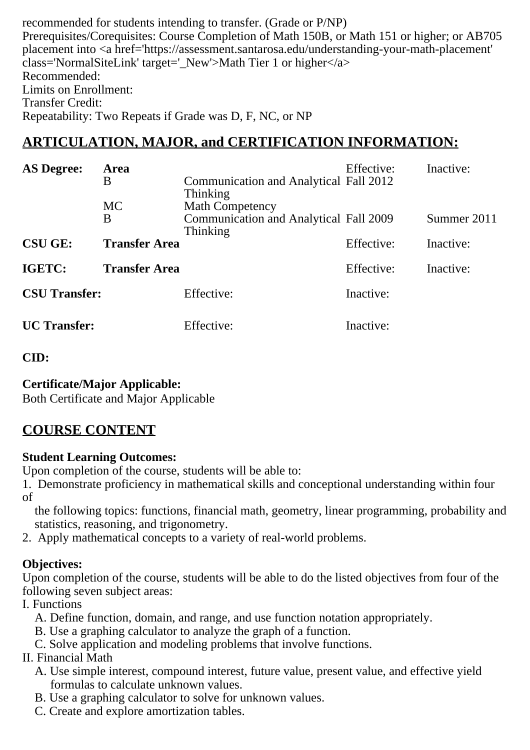recommended for students intending to transfer. (Grade or P/NP)
Prerequisites/Corequisites: Course Completion of Math 150B, or Math 151 or higher; or AB705 placement into <a href='https://assessment.santarosa.edu/understanding-your-math-placement' class='NormalSiteLink' target='_New'>Math Tier 1 or higher</a>
Recommended:
Limits on Enrollment:
Transfer Credit:
Repeatability: Two Repeats if Grade was D, F, NC, or NP

## ARTICULATION, MAJOR, and CERTIFICATION INFORMATION:

| | | | | |
|---|---|---|---|---|
| **AS Degree:** | **Area** | | Effective: | Inactive: |
| | B | Communication and Analytical Thinking | Fall 2012 | |
| | MC | Math Competency | | |
| | B | Communication and Analytical Thinking | Fall 2009 | Summer 2011 |
| **CSU GE:** | **Transfer Area** | | Effective: | Inactive: |
| **IGETC:** | **Transfer Area** | | Effective: | Inactive: |
| **CSU Transfer:** | | Effective: | Inactive: | |
| **UC Transfer:** | | Effective: | Inactive: | |

**CID:**

**Certificate/Major Applicable:**
Both Certificate and Major Applicable

## COURSE CONTENT

**Student Learning Outcomes:**
Upon completion of the course, students will be able to:
1. Demonstrate proficiency in mathematical skills and conceptional understanding within four of
   the following topics: functions, financial math, geometry, linear programming, probability and statistics, reasoning, and trigonometry.
2. Apply mathematical concepts to a variety of real-world problems.

**Objectives:**
Upon completion of the course, students will be able to do the listed objectives from four of the following seven subject areas:
I. Functions
   A. Define function, domain, and range, and use function notation appropriately.
   B. Use a graphing calculator to analyze the graph of a function.
   C. Solve application and modeling problems that involve functions.
II. Financial Math
   A. Use simple interest, compound interest, future value, present value, and effective yield formulas to calculate unknown values.
   B. Use a graphing calculator to solve for unknown values.
   C. Create and explore amortization tables.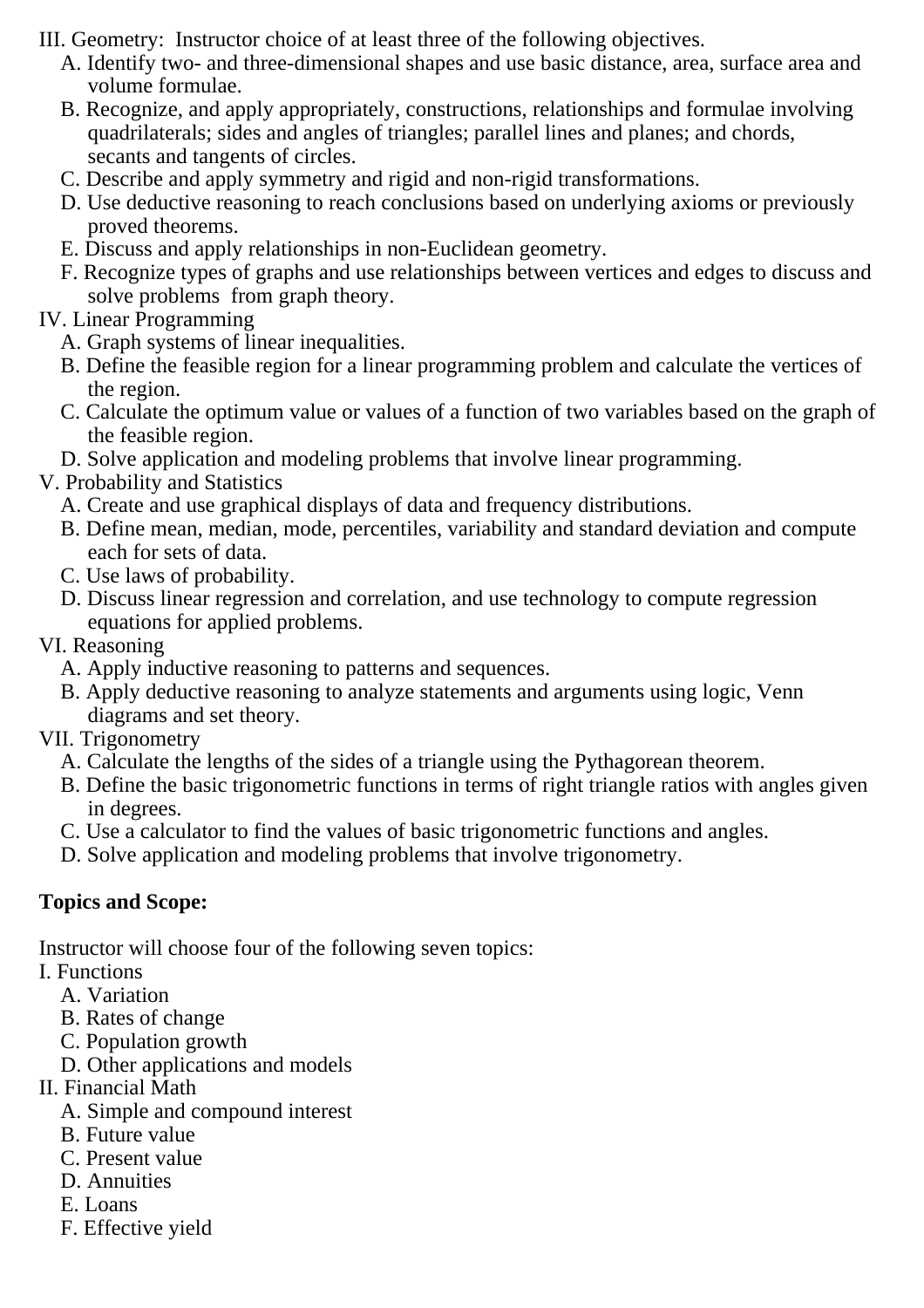III. Geometry: Instructor choice of at least three of the following objectives.
  A. Identify two- and three-dimensional shapes and use basic distance, area, surface area and volume formulae.
  B. Recognize, and apply appropriately, constructions, relationships and formulae involving quadrilaterals; sides and angles of triangles; parallel lines and planes; and chords, secants and tangents of circles.
  C. Describe and apply symmetry and rigid and non-rigid transformations.
  D. Use deductive reasoning to reach conclusions based on underlying axioms or previously proved theorems.
  E. Discuss and apply relationships in non-Euclidean geometry.
  F. Recognize types of graphs and use relationships between vertices and edges to discuss and solve problems from graph theory.

IV. Linear Programming
  A. Graph systems of linear inequalities.
  B. Define the feasible region for a linear programming problem and calculate the vertices of the region.
  C. Calculate the optimum value or values of a function of two variables based on the graph of the feasible region.
  D. Solve application and modeling problems that involve linear programming.

V. Probability and Statistics
  A. Create and use graphical displays of data and frequency distributions.
  B. Define mean, median, mode, percentiles, variability and standard deviation and compute each for sets of data.
  C. Use laws of probability.
  D. Discuss linear regression and correlation, and use technology to compute regression equations for applied problems.

VI. Reasoning
  A. Apply inductive reasoning to patterns and sequences.
  B. Apply deductive reasoning to analyze statements and arguments using logic, Venn diagrams and set theory.

VII. Trigonometry
  A. Calculate the lengths of the sides of a triangle using the Pythagorean theorem.
  B. Define the basic trigonometric functions in terms of right triangle ratios with angles given in degrees.
  C. Use a calculator to find the values of basic trigonometric functions and angles.
  D. Solve application and modeling problems that involve trigonometry.

**Topics and Scope:**

Instructor will choose four of the following seven topics:

I. Functions
  A. Variation
  B. Rates of change
  C. Population growth
  D. Other applications and models

II. Financial Math
  A. Simple and compound interest
  B. Future value
  C. Present value
  D. Annuities
  E. Loans
  F. Effective yield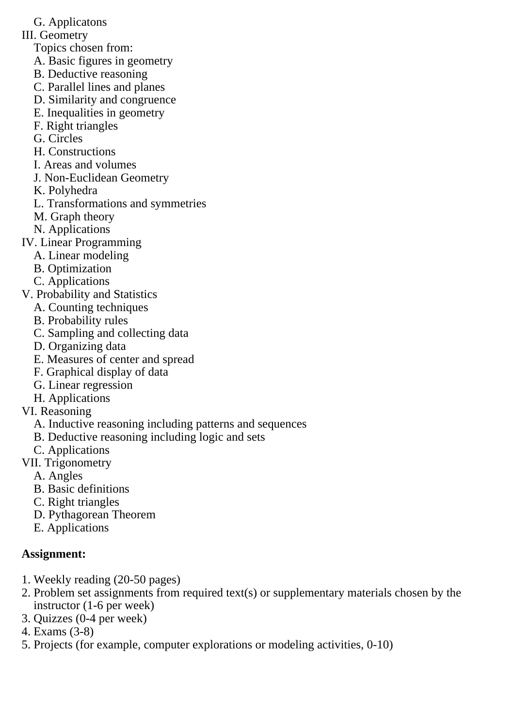G. Applicatons

III. Geometry

Topics chosen from:

A. Basic figures in geometry
B. Deductive reasoning
C. Parallel lines and planes
D. Similarity and congruence
E. Inequalities in geometry
F. Right triangles
G. Circles
H. Constructions
I. Areas and volumes
J. Non-Euclidean Geometry
K. Polyhedra
L. Transformations and symmetries
M. Graph theory
N. Applications

IV. Linear Programming

A. Linear modeling
B. Optimization
C. Applications

V. Probability and Statistics

A. Counting techniques
B. Probability rules
C. Sampling and collecting data
D. Organizing data
E. Measures of center and spread
F. Graphical display of data
G. Linear regression
H. Applications

VI. Reasoning

A. Inductive reasoning including patterns and sequences
B. Deductive reasoning including logic and sets
C. Applications

VII. Trigonometry

A. Angles
B. Basic definitions
C. Right triangles
D. Pythagorean Theorem
E. Applications

**Assignment:**

1. Weekly reading (20-50 pages)
2. Problem set assignments from required text(s) or supplementary materials chosen by the instructor (1-6 per week)
3. Quizzes (0-4 per week)
4. Exams (3-8)
5. Projects (for example, computer explorations or modeling activities, 0-10)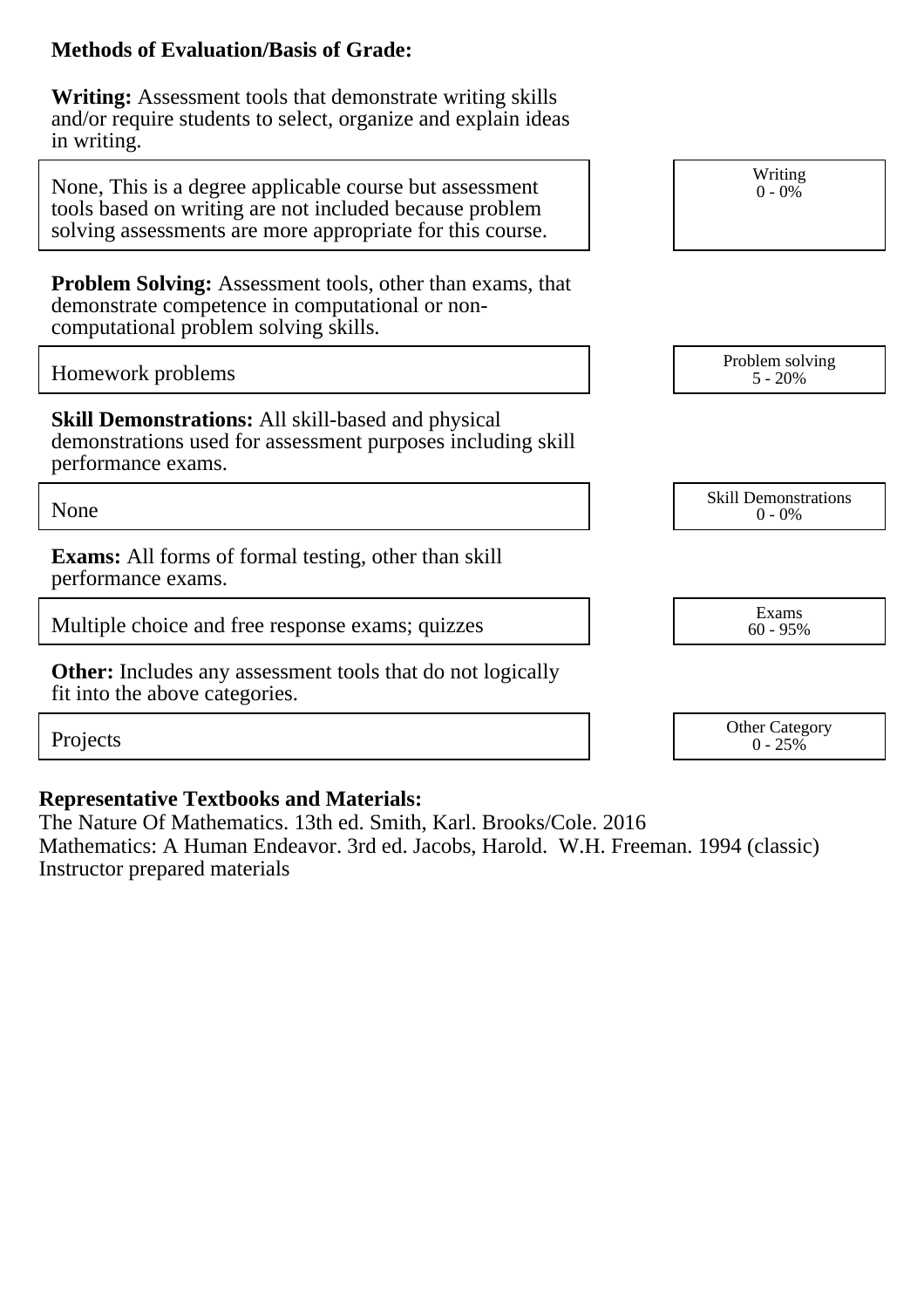**Methods of Evaluation/Basis of Grade:**

**Writing:** Assessment tools that demonstrate writing skills and/or require students to select, organize and explain ideas in writing.

| | |
|---|---|
| None, This is a degree applicable course but assessment tools based on writing are not included because problem solving assessments are more appropriate for this course. | Writing<br>0 - 0% |

**Problem Solving:** Assessment tools, other than exams, that demonstrate competence in computational or non-computational problem solving skills.

| | |
|---|---|
| Homework problems | Problem solving<br>5 - 20% |

**Skill Demonstrations:** All skill-based and physical demonstrations used for assessment purposes including skill performance exams.

| | |
|---|---|
| None | Skill Demonstrations<br>0 - 0% |

**Exams:** All forms of formal testing, other than skill performance exams.

| | |
|---|---|
| Multiple choice and free response exams; quizzes | Exams<br>60 - 95% |

**Other:** Includes any assessment tools that do not logically fit into the above categories.

| | |
|---|---|
| Projects | Other Category<br>0 - 25% |

**Representative Textbooks and Materials:**

The Nature Of Mathematics. 13th ed. Smith, Karl. Brooks/Cole. 2016
Mathematics: A Human Endeavor. 3rd ed. Jacobs, Harold. W.H. Freeman. 1994 (classic)
Instructor prepared materials